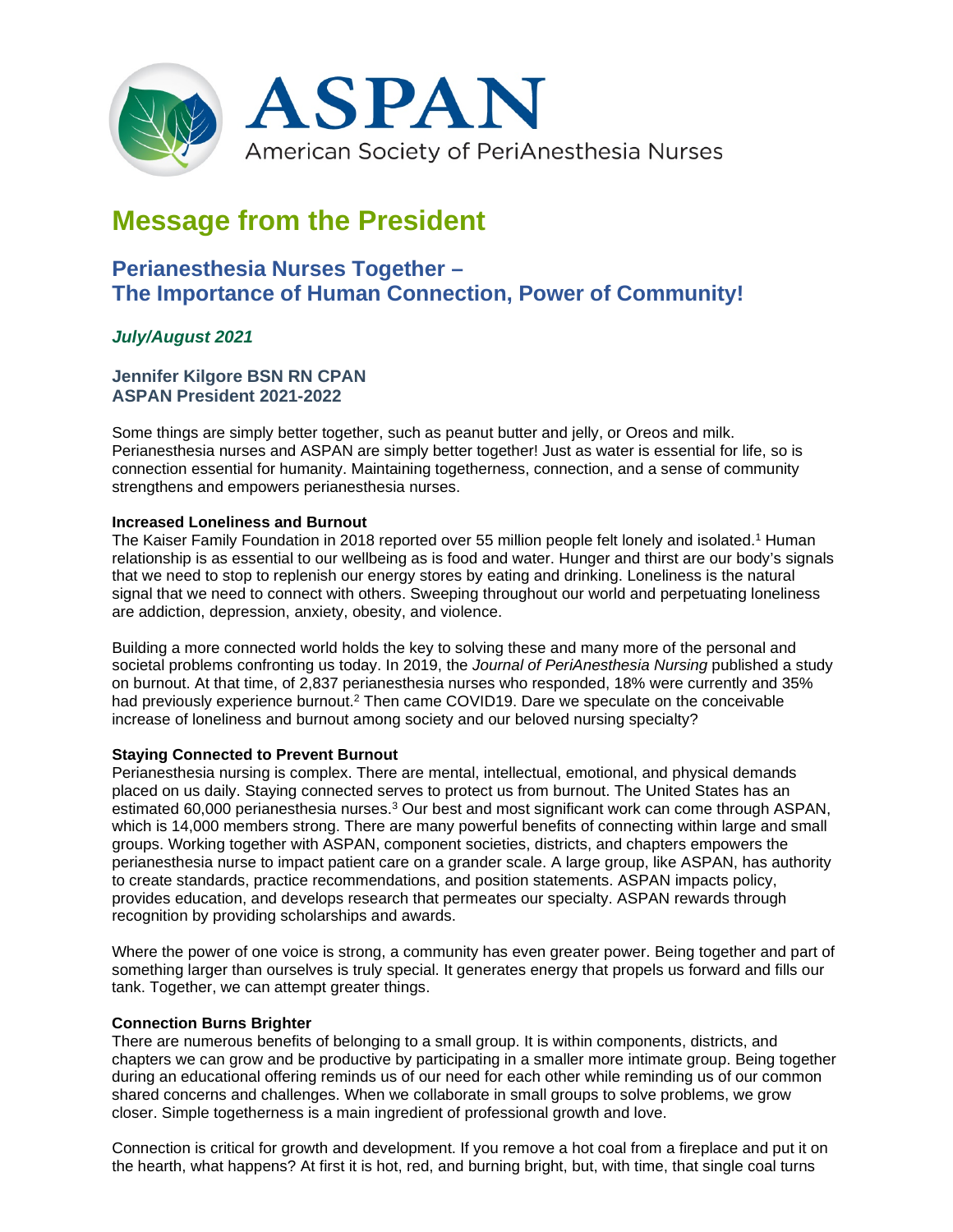# ASPAN

American Society of PeriAnesthesia Nurses

# Message from the President

## Perianesthesia Nurses Together – The Importance of Human Connection, Power of Community!

***July/August 2021***

**Jennifer Kilgore BSN RN CPAN**
**ASPAN President 2021-2022**

Some things are simply better together, such as peanut butter and jelly, or Oreos and milk. Perianesthesia nurses and ASPAN are simply better together! Just as water is essential for life, so is connection essential for humanity. Maintaining togetherness, connection, and a sense of community strengthens and empowers perianesthesia nurses.

**Increased Loneliness and Burnout**

The Kaiser Family Foundation in 2018 reported over 55 million people felt lonely and isolated.[1] Human relationship is as essential to our wellbeing as is food and water. Hunger and thirst are our body's signals that we need to stop to replenish our energy stores by eating and drinking. Loneliness is the natural signal that we need to connect with others. Sweeping throughout our world and perpetuating loneliness are addiction, depression, anxiety, obesity, and violence.

Building a more connected world holds the key to solving these and many more of the personal and societal problems confronting us today. In 2019, the *Journal of PeriAnesthesia Nursing* published a study on burnout. At that time, of 2,837 perianesthesia nurses who responded, 18% were currently and 35% had previously experience burnout.[2] Then came COVID19. Dare we speculate on the conceivable increase of loneliness and burnout among society and our beloved nursing specialty?

**Staying Connected to Prevent Burnout**

Perianesthesia nursing is complex. There are mental, intellectual, emotional, and physical demands placed on us daily. Staying connected serves to protect us from burnout. The United States has an estimated 60,000 perianesthesia nurses.[3] Our best and most significant work can come through ASPAN, which is 14,000 members strong. There are many powerful benefits of connecting within large and small groups. Working together with ASPAN, component societies, districts, and chapters empowers the perianesthesia nurse to impact patient care on a grander scale. A large group, like ASPAN, has authority to create standards, practice recommendations, and position statements. ASPAN impacts policy, provides education, and develops research that permeates our specialty. ASPAN rewards through recognition by providing scholarships and awards.

Where the power of one voice is strong, a community has even greater power. Being together and part of something larger than ourselves is truly special. It generates energy that propels us forward and fills our tank. Together, we can attempt greater things.

**Connection Burns Brighter**

There are numerous benefits of belonging to a small group. It is within components, districts, and chapters we can grow and be productive by participating in a smaller more intimate group. Being together during an educational offering reminds us of our need for each other while reminding us of our common shared concerns and challenges. When we collaborate in small groups to solve problems, we grow closer. Simple togetherness is a main ingredient of professional growth and love.

Connection is critical for growth and development. If you remove a hot coal from a fireplace and put it on the hearth, what happens? At first it is hot, red, and burning bright, but, with time, that single coal turns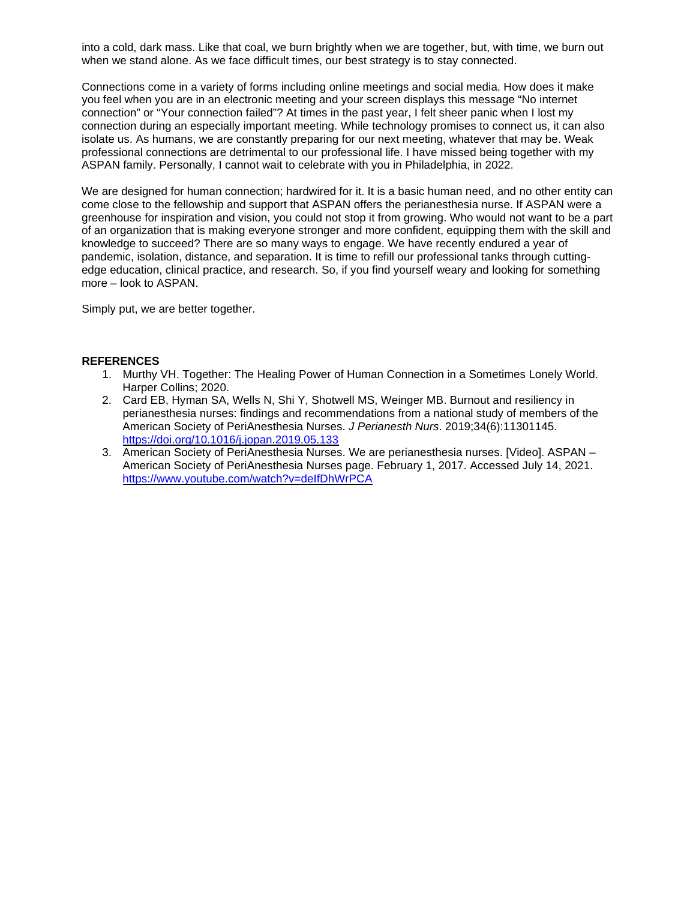into a cold, dark mass. Like that coal, we burn brightly when we are together, but, with time, we burn out when we stand alone. As we face difficult times, our best strategy is to stay connected.

Connections come in a variety of forms including online meetings and social media. How does it make you feel when you are in an electronic meeting and your screen displays this message "No internet connection" or "Your connection failed"? At times in the past year, I felt sheer panic when I lost my connection during an especially important meeting. While technology promises to connect us, it can also isolate us. As humans, we are constantly preparing for our next meeting, whatever that may be. Weak professional connections are detrimental to our professional life. I have missed being together with my ASPAN family. Personally, I cannot wait to celebrate with you in Philadelphia, in 2022.

We are designed for human connection; hardwired for it. It is a basic human need, and no other entity can come close to the fellowship and support that ASPAN offers the perianesthesia nurse. If ASPAN were a greenhouse for inspiration and vision, you could not stop it from growing. Who would not want to be a part of an organization that is making everyone stronger and more confident, equipping them with the skill and knowledge to succeed? There are so many ways to engage. We have recently endured a year of pandemic, isolation, distance, and separation. It is time to refill our professional tanks through cutting-edge education, clinical practice, and research. So, if you find yourself weary and looking for something more – look to ASPAN.

Simply put, we are better together.

**REFERENCES**

1. Murthy VH. Together: The Healing Power of Human Connection in a Sometimes Lonely World. Harper Collins; 2020.
2. Card EB, Hyman SA, Wells N, Shi Y, Shotwell MS, Weinger MB. Burnout and resiliency in perianesthesia nurses: findings and recommendations from a national study of members of the American Society of PeriAnesthesia Nurses. *J Perianesth Nurs*. 2019;34(6):11301145. https://doi.org/10.1016/j.jopan.2019.05.133
3. American Society of PeriAnesthesia Nurses. We are perianesthesia nurses. [Video]. ASPAN – American Society of PeriAnesthesia Nurses page. February 1, 2017. Accessed July 14, 2021. https://www.youtube.com/watch?v=deIfDhWrPCA